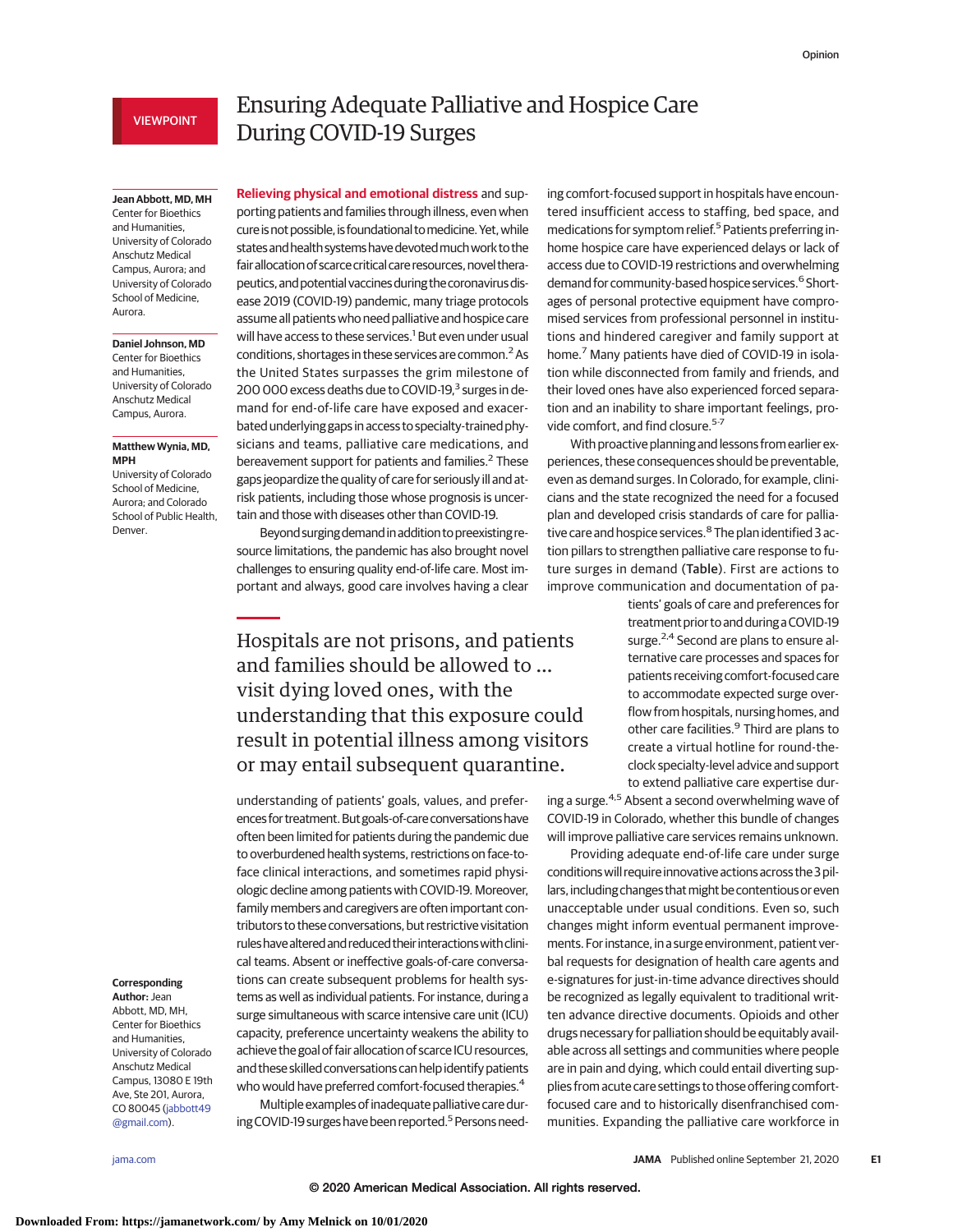VIEWPOINT

# Ensuring Adequate Palliative and Hospice Care During COVID-19 Surges

**Jean Abbott, MD, MH**
Center for Bioethics and Humanities, University of Colorado Anschutz Medical Campus, Aurora; and University of Colorado School of Medicine, Aurora.

**Daniel Johnson, MD**
Center for Bioethics and Humanities, University of Colorado Anschutz Medical Campus, Aurora.

**Matthew Wynia, MD, MPH**
University of Colorado School of Medicine, Aurora; and Colorado School of Public Health, Denver.

**Relieving physical and emotional distress** and supporting patients and families through illness, even when cure is not possible, is foundational to medicine. Yet, while states and health systems have devoted much work to the fair allocation of scarce critical care resources, novel therapeutics, and potential vaccines during the coronavirus disease 2019 (COVID-19) pandemic, many triage protocols assume all patients who need palliative and hospice care will have access to these services.[1] But even under usual conditions, shortages in these services are common.[2] As the United States surpasses the grim milestone of 200 000 excess deaths due to COVID-19,[3] surges in demand for end-of-life care have exposed and exacerbated underlying gaps in access to specialty-trained physicians and teams, palliative care medications, and bereavement support for patients and families.[2] These gaps jeopardize the quality of care for seriously ill and at-risk patients, including those whose prognosis is uncertain and those with diseases other than COVID-19.

Beyond surging demand in addition to preexisting resource limitations, the pandemic has also brought novel challenges to ensuring quality end-of-life care. Most important and always, good care involves having a clear understanding of patients' goals, values, and preferences for treatment. But goals-of-care conversations have often been limited for patients during the pandemic due to overburdened health systems, restrictions on face-to-face clinical interactions, and sometimes rapid physiologic decline among patients with COVID-19. Moreover, family members and caregivers are often important contributors to these conversations, but restrictive visitation rules have altered and reduced their interactions with clinical teams. Absent or ineffective goals-of-care conversations can create subsequent problems for health systems as well as individual patients. For instance, during a surge simultaneous with scarce intensive care unit (ICU) capacity, preference uncertainty weakens the ability to achieve the goal of fair allocation of scarce ICU resources, and these skilled conversations can help identify patients who would have preferred comfort-focused therapies.[4]

Multiple examples of inadequate palliative care during COVID-19 surges have been reported.[5] Persons needing comfort-focused support in hospitals have encountered insufficient access to staffing, bed space, and medications for symptom relief.[5] Patients preferring in-home hospice care have experienced delays or lack of access due to COVID-19 restrictions and overwhelming demand for community-based hospice services.[6] Shortages of personal protective equipment have compromised services from professional personnel in institutions and hindered caregiver and family support at home.[7] Many patients have died of COVID-19 in isolation while disconnected from family and friends, and their loved ones have also experienced forced separation and an inability to share important feelings, provide comfort, and find closure.[5-7]

> Hospitals are not prisons, and patients and families should be allowed to … visit dying loved ones, with the understanding that this exposure could result in potential illness among visitors or may entail subsequent quarantine.

With proactive planning and lessons from earlier experiences, these consequences should be preventable, even as demand surges. In Colorado, for example, clinicians and the state recognized the need for a focused plan and developed crisis standards of care for palliative care and hospice services.[8] The plan identified 3 action pillars to strengthen palliative care response to future surges in demand (Table). First are actions to improve communication and documentation of patients' goals of care and preferences for treatment prior to and during a COVID-19 surge.[2,4] Second are plans to ensure alternative care processes and spaces for patients receiving comfort-focused care to accommodate expected surge overflow from hospitals, nursing homes, and other care facilities.[9] Third are plans to create a virtual hotline for round-the-clock specialty-level advice and support to extend palliative care expertise during a surge.[4,5] Absent a second overwhelming wave of COVID-19 in Colorado, whether this bundle of changes will improve palliative care services remains unknown.

Providing adequate end-of-life care under surge conditions will require innovative actions across the 3 pillars, including changes that might be contentious or even unacceptable under usual conditions. Even so, such changes might inform eventual permanent improvements. For instance, in a surge environment, patient verbal requests for designation of health care agents and e-signatures for just-in-time advance directives should be recognized as legally equivalent to traditional written advance directive documents. Opioids and other drugs necessary for palliation should be equitably available across all settings and communities where people are in pain and dying, which could entail diverting supplies from acute care settings to those offering comfort-focused care and to historically disenfranchised communities. Expanding the palliative care workforce in

**Corresponding Author:** Jean Abbott, MD, MH, Center for Bioethics and Humanities, University of Colorado Anschutz Medical Campus, 13080 E 19th Ave, Ste 201, Aurora, CO 80045 (jabbott49@gmail.com).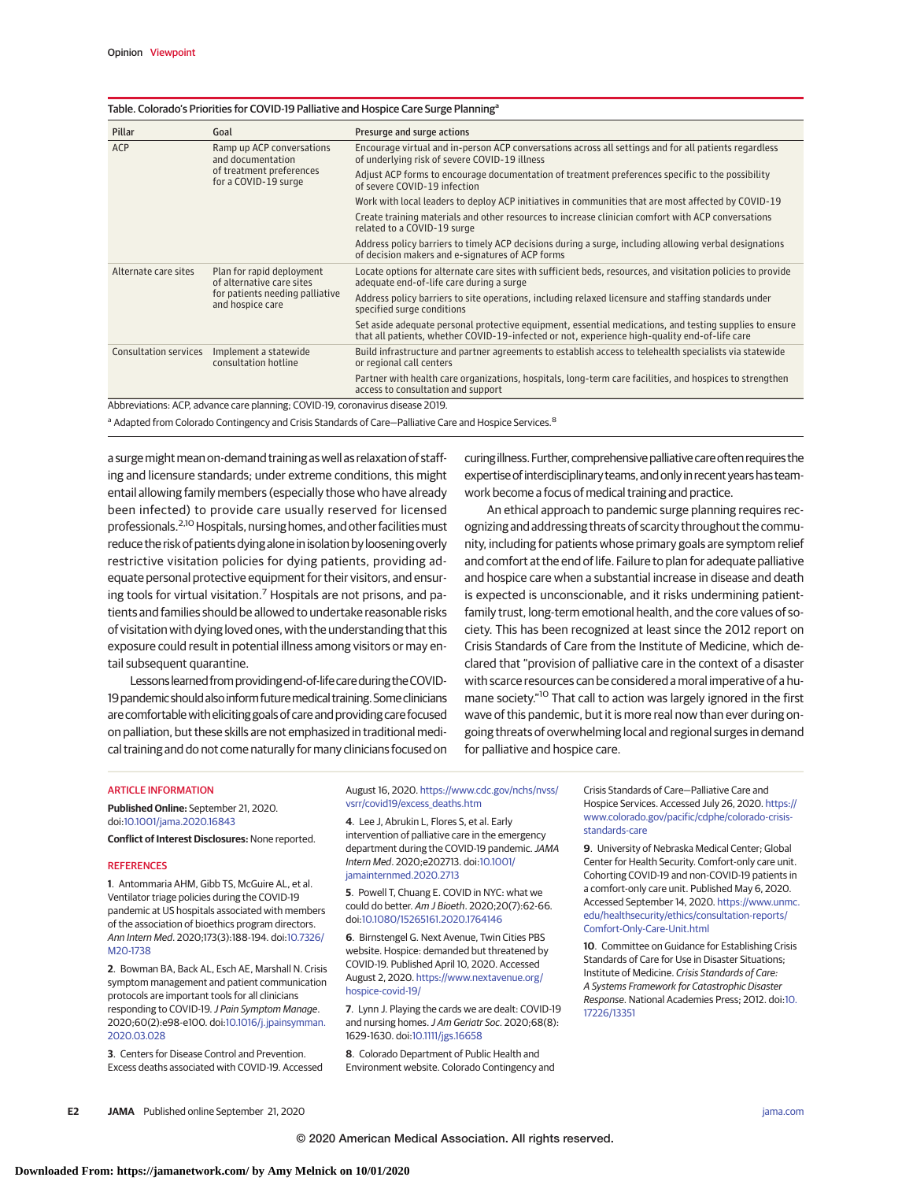Table. Colorado's Priorities for COVID-19 Palliative and Hospice Care Surge Planning[a]

| Pillar | Goal | Presurge and surge actions |
| --- | --- | --- |
| ACP | Ramp up ACP conversations and documentation of treatment preferences for a COVID-19 surge | Encourage virtual and in-person ACP conversations across all settings and for all patients regardless of underlying risk of severe COVID-19 illness |
| | | Adjust ACP forms to encourage documentation of treatment preferences specific to the possibility of severe COVID-19 infection |
| | | Work with local leaders to deploy ACP initiatives in communities that are most affected by COVID-19 |
| | | Create training materials and other resources to increase clinician comfort with ACP conversations related to a COVID-19 surge |
| | | Address policy barriers to timely ACP decisions during a surge, including allowing verbal designations of decision makers and e-signatures of ACP forms |
| Alternate care sites | Plan for rapid deployment of alternative care sites for patients needing palliative and hospice care | Locate options for alternate care sites with sufficient beds, resources, and visitation policies to provide adequate end-of-life care during a surge |
| | | Address policy barriers to site operations, including relaxed licensure and staffing standards under specified surge conditions |
| | | Set aside adequate personal protective equipment, essential medications, and testing supplies to ensure that all patients, whether COVID-19-infected or not, experience high-quality end-of-life care |
| Consultation services | Implement a statewide consultation hotline | Build infrastructure and partner agreements to establish access to telehealth specialists via statewide or regional call centers |
| | | Partner with health care organizations, hospitals, long-term care facilities, and hospices to strengthen access to consultation and support |

Abbreviations: ACP, advance care planning; COVID-19, coronavirus disease 2019.

[a] Adapted from Colorado Contingency and Crisis Standards of Care—Palliative Care and Hospice Services.[8]

a surge might mean on-demand training as well as relaxation of staffing and licensure standards; under extreme conditions, this might entail allowing family members (especially those who have already been infected) to provide care usually reserved for licensed professionals.[2,10] Hospitals, nursing homes, and other facilities must reduce the risk of patients dying alone in isolation by loosening overly restrictive visitation policies for dying patients, providing adequate personal protective equipment for their visitors, and ensuring tools for virtual visitation.[7] Hospitals are not prisons, and patients and families should be allowed to undertake reasonable risks of visitation with dying loved ones, with the understanding that this exposure could result in potential illness among visitors or may entail subsequent quarantine.

Lessons learned from providing end-of-life care during the COVID-19 pandemic should also inform future medical training. Some clinicians are comfortable with eliciting goals of care and providing care focused on palliation, but these skills are not emphasized in traditional medical training and do not come naturally for many clinicians focused on curing illness. Further, comprehensive palliative care often requires the expertise of interdisciplinary teams, and only in recent years has teamwork become a focus of medical training and practice.

An ethical approach to pandemic surge planning requires recognizing and addressing threats of scarcity throughout the community, including for patients whose primary goals are symptom relief and comfort at the end of life. Failure to plan for adequate palliative and hospice care when a substantial increase in disease and death is expected is unconscionable, and it risks undermining patient-family trust, long-term emotional health, and the core values of society. This has been recognized at least since the 2012 report on Crisis Standards of Care from the Institute of Medicine, which declared that "provision of palliative care in the context of a disaster with scarce resources can be considered a moral imperative of a humane society."[10] That call to action was largely ignored in the first wave of this pandemic, but it is more real now than ever during ongoing threats of overwhelming local and regional surges in demand for palliative and hospice care.

## ARTICLE INFORMATION

**Published Online:** September 21, 2020. doi:10.1001/jama.2020.16843

**Conflict of Interest Disclosures:** None reported.

## REFERENCES

1. Antommaria AHM, Gibb TS, McGuire AL, et al. Ventilator triage policies during the COVID-19 pandemic at US hospitals associated with members of the association of bioethics program directors. *Ann Intern Med*. 2020;173(3):188-194. doi:10.7326/M20-1738

2. Bowman BA, Back AL, Esch AE, Marshall N. Crisis symptom management and patient communication protocols are important tools for all clinicians responding to COVID-19. *J Pain Symptom Manage*. 2020;60(2):e98-e100. doi:10.1016/j.jpainsymman.2020.03.028

3. Centers for Disease Control and Prevention. Excess deaths associated with COVID-19. Accessed August 16, 2020. https://www.cdc.gov/nchs/nvss/vsrr/covid19/excess_deaths.htm

4. Lee J, Abrukin L, Flores S, et al. Early intervention of palliative care in the emergency department during the COVID-19 pandemic. *JAMA Intern Med*. 2020;e202713. doi:10.1001/jamainternmed.2020.2713

5. Powell T, Chuang E. COVID in NYC: what we could do better. *Am J Bioeth*. 2020;20(7):62-66. doi:10.1080/15265161.2020.1764146

6. Birnstengel G. Next Avenue, Twin Cities PBS website. Hospice: demanded but threatened by COVID-19. Published April 10, 2020. Accessed August 2, 2020. https://www.nextavenue.org/hospice-covid-19/

7. Lynn J. Playing the cards we are dealt: COVID-19 and nursing homes. *J Am Geriatr Soc*. 2020;68(8):1629-1630. doi:10.1111/jgs.16658

8. Colorado Department of Public Health and Environment website. Colorado Contingency and Crisis Standards of Care—Palliative Care and Hospice Services. Accessed July 26, 2020. https://www.colorado.gov/pacific/cdphe/colorado-crisis-standards-care

9. University of Nebraska Medical Center; Global Center for Health Security. Comfort-only care unit. Cohorting COVID-19 and non-COVID-19 patients in a comfort-only care unit. Published May 6, 2020. Accessed September 14, 2020. https://www.unmc.edu/healthsecurity/ethics/consultation-reports/Comfort-Only-Care-Unit.html

10. Committee on Guidance for Establishing Crisis Standards of Care for Use in Disaster Situations; Institute of Medicine. *Crisis Standards of Care: A Systems Framework for Catastrophic Disaster Response*. National Academies Press; 2012. doi:10.17226/13351